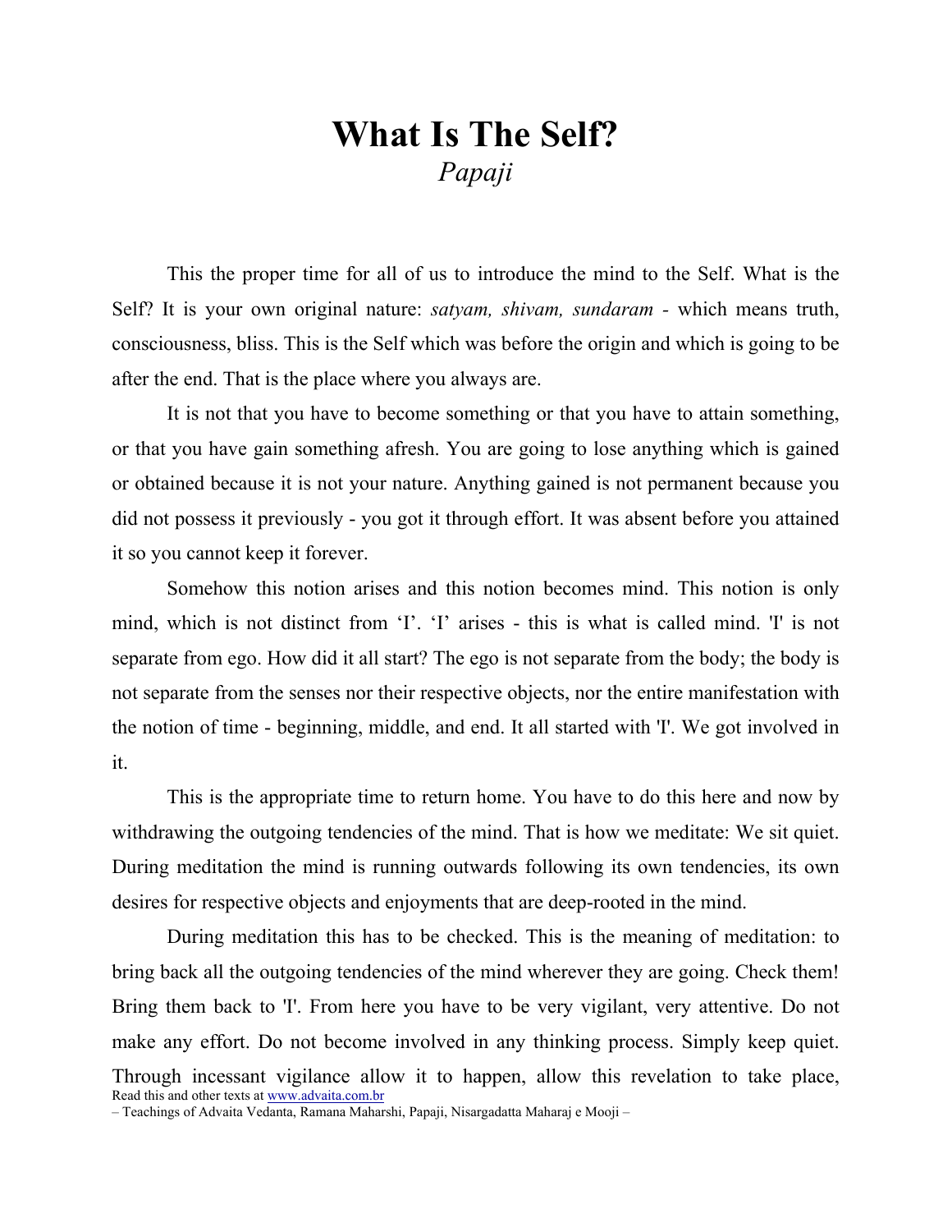# What Is The Self?

*Papaji*

This the proper time for all of us to introduce the mind to the Self. What is the Self? It is your own original nature: *satyam, shivam, sundaram* - which means truth, consciousness, bliss. This is the Self which was before the origin and which is going to be after the end. That is the place where you always are.

It is not that you have to become something or that you have to attain something, or that you have gain something afresh. You are going to lose anything which is gained or obtained because it is not your nature. Anything gained is not permanent because you did not possess it previously - you got it through effort. It was absent before you attained it so you cannot keep it forever.

Somehow this notion arises and this notion becomes mind. This notion is only mind, which is not distinct from 'I'. 'I' arises - this is what is called mind. 'I' is not separate from ego. How did it all start? The ego is not separate from the body; the body is not separate from the senses nor their respective objects, nor the entire manifestation with the notion of time - beginning, middle, and end. It all started with 'I'. We got involved in it.

This is the appropriate time to return home. You have to do this here and now by withdrawing the outgoing tendencies of the mind. That is how we meditate: We sit quiet. During meditation the mind is running outwards following its own tendencies, its own desires for respective objects and enjoyments that are deep-rooted in the mind.

During meditation this has to be checked. This is the meaning of meditation: to bring back all the outgoing tendencies of the mind wherever they are going. Check them! Bring them back to 'I'. From here you have to be very vigilant, very attentive. Do not make any effort. Do not become involved in any thinking process. Simply keep quiet. Through incessant vigilance allow it to happen, allow this revelation to take place,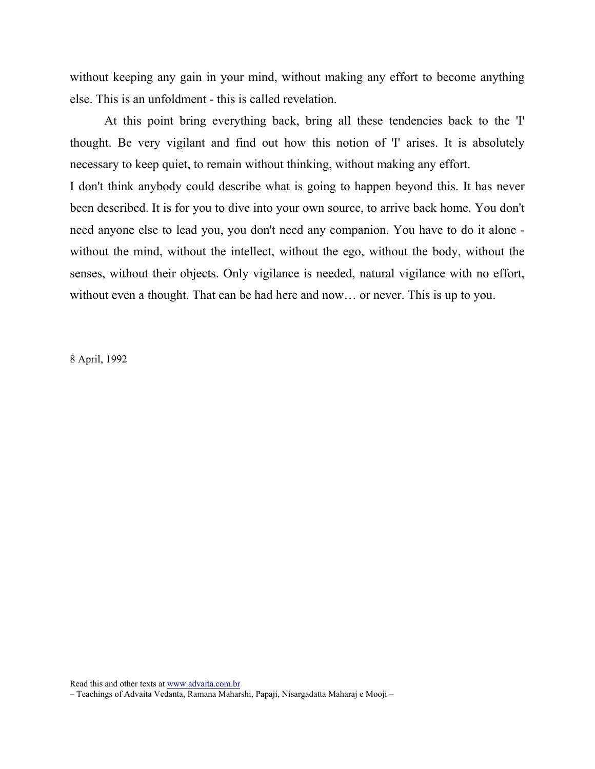without keeping any gain in your mind, without making any effort to become anything else. This is an unfoldment - this is called revelation.

At this point bring everything back, bring all these tendencies back to the 'I' thought. Be very vigilant and find out how this notion of 'I' arises. It is absolutely necessary to keep quiet, to remain without thinking, without making any effort.

I don't think anybody could describe what is going to happen beyond this. It has never been described. It is for you to dive into your own source, to arrive back home. You don't need anyone else to lead you, you don't need any companion. You have to do it alone - without the mind, without the intellect, without the ego, without the body, without the senses, without their objects. Only vigilance is needed, natural vigilance with no effort, without even a thought. That can be had here and now… or never. This is up to you.

8 April, 1992